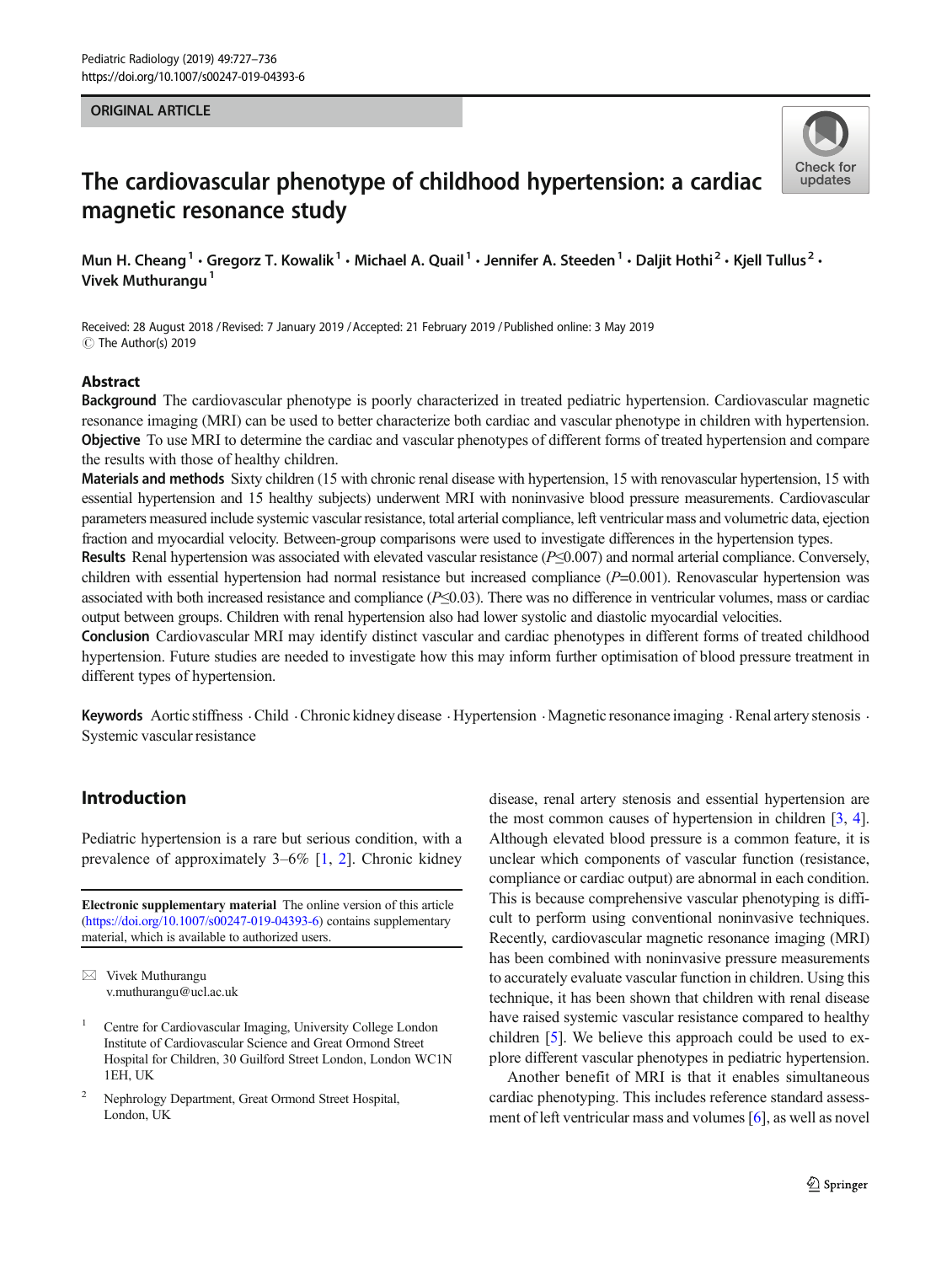ORIGINAL ARTICLE

# The cardiovascular phenotype of childhood hypertension: a cardiac magnetic resonance study

Mun H. Cheang[1] · Gregorz T. Kowalik[1] · Michael A. Quail[1] · Jennifer A. Steeden[1] · Daljit Hothi[2] · Kjell Tullus[2] · Vivek Muthurangu[1]

Received: 28 August 2018 / Revised: 7 January 2019 / Accepted: 21 February 2019 / Published online: 3 May 2019
© The Author(s) 2019

## Abstract

**Background** The cardiovascular phenotype is poorly characterized in treated pediatric hypertension. Cardiovascular magnetic resonance imaging (MRI) can be used to better characterize both cardiac and vascular phenotype in children with hypertension.

**Objective** To use MRI to determine the cardiac and vascular phenotypes of different forms of treated hypertension and compare the results with those of healthy children.

**Materials and methods** Sixty children (15 with chronic renal disease with hypertension, 15 with renovascular hypertension, 15 with essential hypertension and 15 healthy subjects) underwent MRI with noninvasive blood pressure measurements. Cardiovascular parameters measured include systemic vascular resistance, total arterial compliance, left ventricular mass and volumetric data, ejection fraction and myocardial velocity. Between-group comparisons were used to investigate differences in the hypertension types.

**Results** Renal hypertension was associated with elevated vascular resistance ($P \leq 0.007$) and normal arterial compliance. Conversely, children with essential hypertension had normal resistance but increased compliance ($P$=0.001). Renovascular hypertension was associated with both increased resistance and compliance ($P \leq 0.03$). There was no difference in ventricular volumes, mass or cardiac output between groups. Children with renal hypertension also had lower systolic and diastolic myocardial velocities.

**Conclusion** Cardiovascular MRI may identify distinct vascular and cardiac phenotypes in different forms of treated childhood hypertension. Future studies are needed to investigate how this may inform further optimisation of blood pressure treatment in different types of hypertension.

**Keywords** Aortic stiffness · Child · Chronic kidney disease · Hypertension · Magnetic resonance imaging · Renal artery stenosis · Systemic vascular resistance

## Introduction

Pediatric hypertension is a rare but serious condition, with a prevalence of approximately 3–6% [1, 2]. Chronic kidney disease, renal artery stenosis and essential hypertension are the most common causes of hypertension in children [3, 4]. Although elevated blood pressure is a common feature, it is unclear which components of vascular function (resistance, compliance or cardiac output) are abnormal in each condition. This is because comprehensive vascular phenotyping is difficult to perform using conventional noninvasive techniques. Recently, cardiovascular magnetic resonance imaging (MRI) has been combined with noninvasive pressure measurements to accurately evaluate vascular function in children. Using this technique, it has been shown that children with renal disease have raised systemic vascular resistance compared to healthy children [5]. We believe this approach could be used to explore different vascular phenotypes in pediatric hypertension.

Another benefit of MRI is that it enables simultaneous cardiac phenotyping. This includes reference standard assessment of left ventricular mass and volumes [6], as well as novel

**Electronic supplementary material** The online version of this article (https://doi.org/10.1007/s00247-019-04393-6) contains supplementary material, which is available to authorized users.

✉ Vivek Muthurangu
v.muthurangu@ucl.ac.uk

[1] Centre for Cardiovascular Imaging, University College London Institute of Cardiovascular Science and Great Ormond Street Hospital for Children, 30 Guilford Street London, London WC1N 1EH, UK

[2] Nephrology Department, Great Ormond Street Hospital, London, UK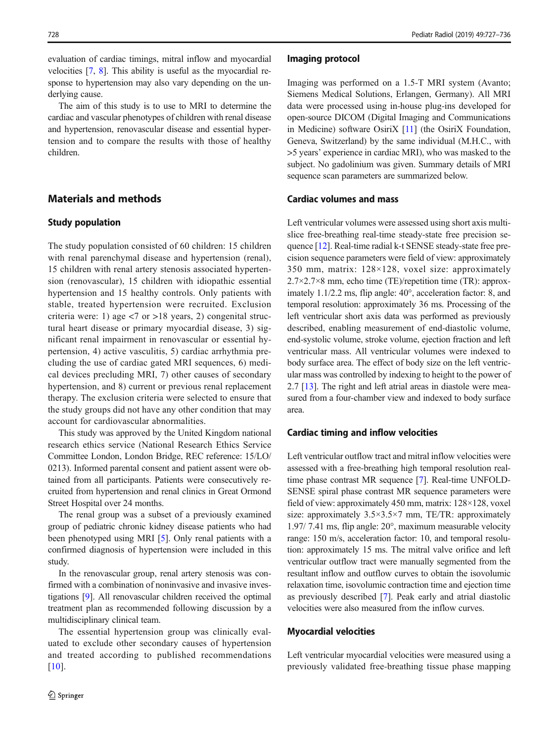evaluation of cardiac timings, mitral inflow and myocardial velocities [7, 8]. This ability is useful as the myocardial response to hypertension may also vary depending on the underlying cause.

The aim of this study is to use to MRI to determine the cardiac and vascular phenotypes of children with renal disease and hypertension, renovascular disease and essential hypertension and to compare the results with those of healthy children.

## Materials and methods

### Study population

The study population consisted of 60 children: 15 children with renal parenchymal disease and hypertension (renal), 15 children with renal artery stenosis associated hypertension (renovascular), 15 children with idiopathic essential hypertension and 15 healthy controls. Only patients with stable, treated hypertension were recruited. Exclusion criteria were: 1) age <7 or >18 years, 2) congenital structural heart disease or primary myocardial disease, 3) significant renal impairment in renovascular or essential hypertension, 4) active vasculitis, 5) cardiac arrhythmia precluding the use of cardiac gated MRI sequences, 6) medical devices precluding MRI, 7) other causes of secondary hypertension, and 8) current or previous renal replacement therapy. The exclusion criteria were selected to ensure that the study groups did not have any other condition that may account for cardiovascular abnormalities.

This study was approved by the United Kingdom national research ethics service (National Research Ethics Service Committee London, London Bridge, REC reference: 15/LO/0213). Informed parental consent and patient assent were obtained from all participants. Patients were consecutively recruited from hypertension and renal clinics in Great Ormond Street Hospital over 24 months.

The renal group was a subset of a previously examined group of pediatric chronic kidney disease patients who had been phenotyped using MRI [5]. Only renal patients with a confirmed diagnosis of hypertension were included in this study.

In the renovascular group, renal artery stenosis was confirmed with a combination of noninvasive and invasive investigations [9]. All renovascular children received the optimal treatment plan as recommended following discussion by a multidisciplinary clinical team.

The essential hypertension group was clinically evaluated to exclude other secondary causes of hypertension and treated according to published recommendations [10].

### Imaging protocol

Imaging was performed on a 1.5-T MRI system (Avanto; Siemens Medical Solutions, Erlangen, Germany). All MRI data were processed using in-house plug-ins developed for open-source DICOM (Digital Imaging and Communications in Medicine) software OsiriX [11] (the OsiriX Foundation, Geneva, Switzerland) by the same individual (M.H.C., with >5 years' experience in cardiac MRI), who was masked to the subject. No gadolinium was given. Summary details of MRI sequence scan parameters are summarized below.

### Cardiac volumes and mass

Left ventricular volumes were assessed using short axis multi-slice free-breathing real-time steady-state free precision sequence [12]. Real-time radial k-t SENSE steady-state free precision sequence parameters were field of view: approximately 350 mm, matrix: 128×128, voxel size: approximately 2.7×2.7×8 mm, echo time (TE)/repetition time (TR): approximately 1.1/2.2 ms, flip angle: 40°, acceleration factor: 8, and temporal resolution: approximately 36 ms. Processing of the left ventricular short axis data was performed as previously described, enabling measurement of end-diastolic volume, end-systolic volume, stroke volume, ejection fraction and left ventricular mass. All ventricular volumes were indexed to body surface area. The effect of body size on the left ventricular mass was controlled by indexing to height to the power of 2.7 [13]. The right and left atrial areas in diastole were measured from a four-chamber view and indexed to body surface area.

### Cardiac timing and inflow velocities

Left ventricular outflow tract and mitral inflow velocities were assessed with a free-breathing high temporal resolution real-time phase contrast MR sequence [7]. Real-time UNFOLD-SENSE spiral phase contrast MR sequence parameters were field of view: approximately 450 mm, matrix: 128×128, voxel size: approximately 3.5×3.5×7 mm, TE/TR: approximately 1.97/ 7.41 ms, flip angle: 20°, maximum measurable velocity range: 150 m/s, acceleration factor: 10, and temporal resolution: approximately 15 ms. The mitral valve orifice and left ventricular outflow tract were manually segmented from the resultant inflow and outflow curves to obtain the isovolumic relaxation time, isovolumic contraction time and ejection time as previously described [7]. Peak early and atrial diastolic velocities were also measured from the inflow curves.

### Myocardial velocities

Left ventricular myocardial velocities were measured using a previously validated free-breathing tissue phase mapping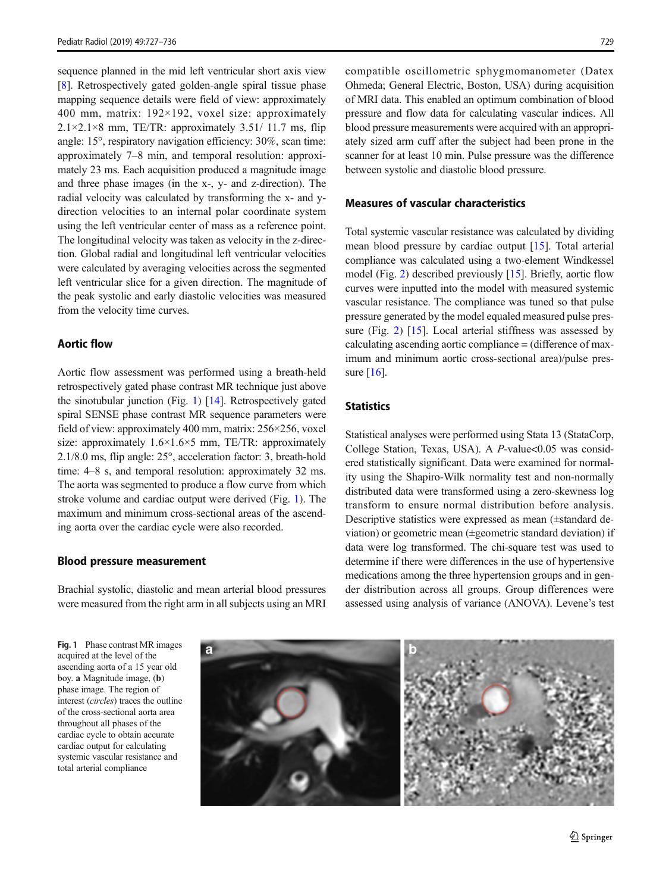sequence planned in the mid left ventricular short axis view [8]. Retrospectively gated golden-angle spiral tissue phase mapping sequence details were field of view: approximately 400 mm, matrix: 192×192, voxel size: approximately 2.1×2.1×8 mm, TE/TR: approximately 3.51/ 11.7 ms, flip angle: 15°, respiratory navigation efficiency: 30%, scan time: approximately 7–8 min, and temporal resolution: approximately 23 ms. Each acquisition produced a magnitude image and three phase images (in the x-, y- and z-direction). The radial velocity was calculated by transforming the x- and y-direction velocities to an internal polar coordinate system using the left ventricular center of mass as a reference point. The longitudinal velocity was taken as velocity in the z-direction. Global radial and longitudinal left ventricular velocities were calculated by averaging velocities across the segmented left ventricular slice for a given direction. The magnitude of the peak systolic and early diastolic velocities was measured from the velocity time curves.

## Aortic flow

Aortic flow assessment was performed using a breath-held retrospectively gated phase contrast MR technique just above the sinotubular junction (Fig. 1) [14]. Retrospectively gated spiral SENSE phase contrast MR sequence parameters were field of view: approximately 400 mm, matrix: 256×256, voxel size: approximately 1.6×1.6×5 mm, TE/TR: approximately 2.1/8.0 ms, flip angle: 25°, acceleration factor: 3, breath-hold time: 4–8 s, and temporal resolution: approximately 32 ms. The aorta was segmented to produce a flow curve from which stroke volume and cardiac output were derived (Fig. 1). The maximum and minimum cross-sectional areas of the ascending aorta over the cardiac cycle were also recorded.

## Blood pressure measurement

Brachial systolic, diastolic and mean arterial blood pressures were measured from the right arm in all subjects using an MRI compatible oscillometric sphygmomanometer (Datex Ohmeda; General Electric, Boston, USA) during acquisition of MRI data. This enabled an optimum combination of blood pressure and flow data for calculating vascular indices. All blood pressure measurements were acquired with an appropriately sized arm cuff after the subject had been prone in the scanner for at least 10 min. Pulse pressure was the difference between systolic and diastolic blood pressure.

## Measures of vascular characteristics

Total systemic vascular resistance was calculated by dividing mean blood pressure by cardiac output [15]. Total arterial compliance was calculated using a two-element Windkessel model (Fig. 2) described previously [15]. Briefly, aortic flow curves were inputted into the model with measured systemic vascular resistance. The compliance was tuned so that pulse pressure generated by the model equaled measured pulse pressure (Fig. 2) [15]. Local arterial stiffness was assessed by calculating ascending aortic compliance = (difference of maximum and minimum aortic cross-sectional area)/pulse pressure [16].

## Statistics

Statistical analyses were performed using Stata 13 (StataCorp, College Station, Texas, USA). A *P*-value<0.05 was considered statistically significant. Data were examined for normality using the Shapiro-Wilk normality test and non-normally distributed data were transformed using a zero-skewness log transform to ensure normal distribution before analysis. Descriptive statistics were expressed as mean (±standard deviation) or geometric mean (±geometric standard deviation) if data were log transformed. The chi-square test was used to determine if there were differences in the use of hypertensive medications among the three hypertension groups and in gender distribution across all groups. Group differences were assessed using analysis of variance (ANOVA). Levene's test

**Fig. 1** Phase contrast MR images acquired at the level of the ascending aorta of a 15 year old boy. **a** Magnitude image, (**b**) phase image. The region of interest (*circles*) traces the outline of the cross-sectional aorta area throughout all phases of the cardiac cycle to obtain accurate cardiac output for calculating systemic vascular resistance and total arterial compliance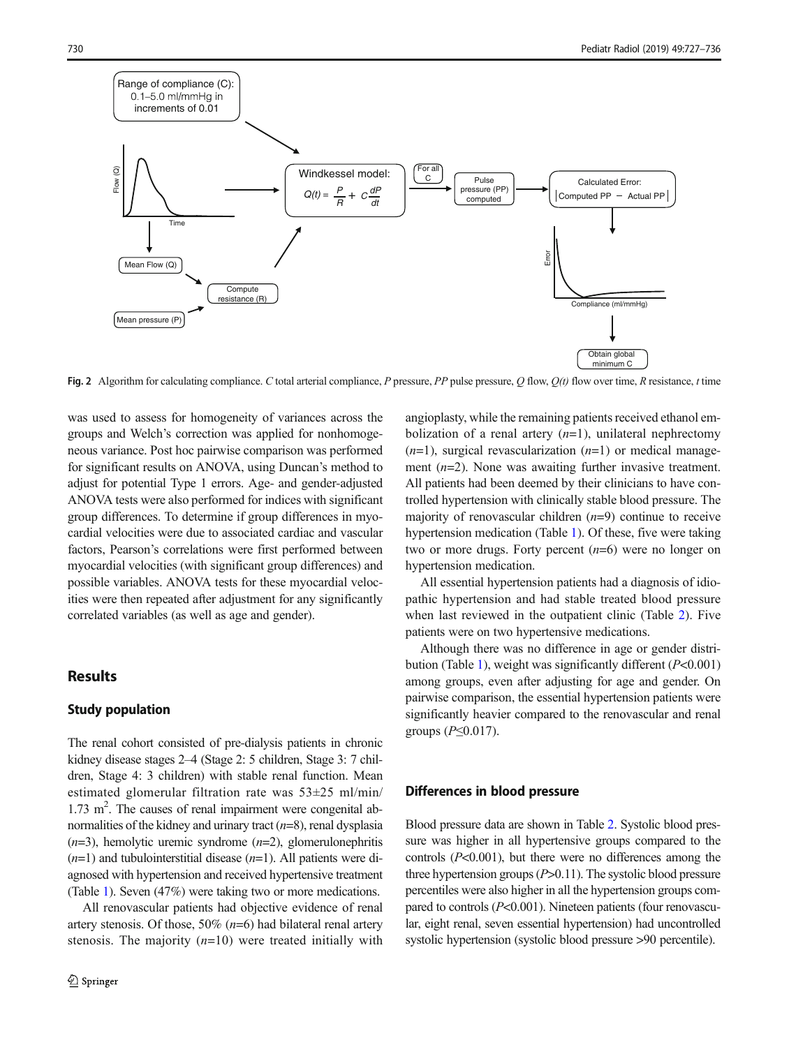Fig. 2 Algorithm for calculating compliance. *C* total arterial compliance, *P* pressure, *PP* pulse pressure, *Q* flow, *Q(t)* flow over time, *R* resistance, *t* time

was used to assess for homogeneity of variances across the groups and Welch's correction was applied for nonhomogeneous variance. Post hoc pairwise comparison was performed for significant results on ANOVA, using Duncan's method to adjust for potential Type 1 errors. Age- and gender-adjusted ANOVA tests were also performed for indices with significant group differences. To determine if group differences in myocardial velocities were due to associated cardiac and vascular factors, Pearson's correlations were first performed between myocardial velocities (with significant group differences) and possible variables. ANOVA tests for these myocardial velocities were then repeated after adjustment for any significantly correlated variables (as well as age and gender).

## Results

### Study population

The renal cohort consisted of pre-dialysis patients in chronic kidney disease stages 2–4 (Stage 2: 5 children, Stage 3: 7 children, Stage 4: 3 children) with stable renal function. Mean estimated glomerular filtration rate was 53±25 ml/min/1.73 $m^2$. The causes of renal impairment were congenital abnormalities of the kidney and urinary tract (*n*=8), renal dysplasia (*n*=3), hemolytic uremic syndrome (*n*=2), glomerulonephritis (*n*=1) and tubulointerstitial disease (*n*=1). All patients were diagnosed with hypertension and received hypertensive treatment (Table 1). Seven (47%) were taking two or more medications.

All renovascular patients had objective evidence of renal artery stenosis. Of those, 50% (*n*=6) had bilateral renal artery stenosis. The majority (*n*=10) were treated initially with angioplasty, while the remaining patients received ethanol embolization of a renal artery (*n*=1), unilateral nephrectomy (*n*=1), surgical revascularization (*n*=1) or medical management (*n*=2). None was awaiting further invasive treatment. All patients had been deemed by their clinicians to have controlled hypertension with clinically stable blood pressure. The majority of renovascular children (*n*=9) continue to receive hypertension medication (Table 1). Of these, five were taking two or more drugs. Forty percent (*n*=6) were no longer on hypertension medication.

All essential hypertension patients had a diagnosis of idiopathic hypertension and had stable treated blood pressure when last reviewed in the outpatient clinic (Table 2). Five patients were on two hypertensive medications.

Although there was no difference in age or gender distribution (Table 1), weight was significantly different ($P$<0.001) among groups, even after adjusting for age and gender. On pairwise comparison, the essential hypertension patients were significantly heavier compared to the renovascular and renal groups ($P$≤0.017).

### Differences in blood pressure

Blood pressure data are shown in Table 2. Systolic blood pressure was higher in all hypertensive groups compared to the controls ($P$<0.001), but there were no differences among the three hypertension groups ($P$>0.11). The systolic blood pressure percentiles were also higher in all the hypertension groups compared to controls ($P$<0.001). Nineteen patients (four renovascular, eight renal, seven essential hypertension) had uncontrolled systolic hypertension (systolic blood pressure >90 percentile).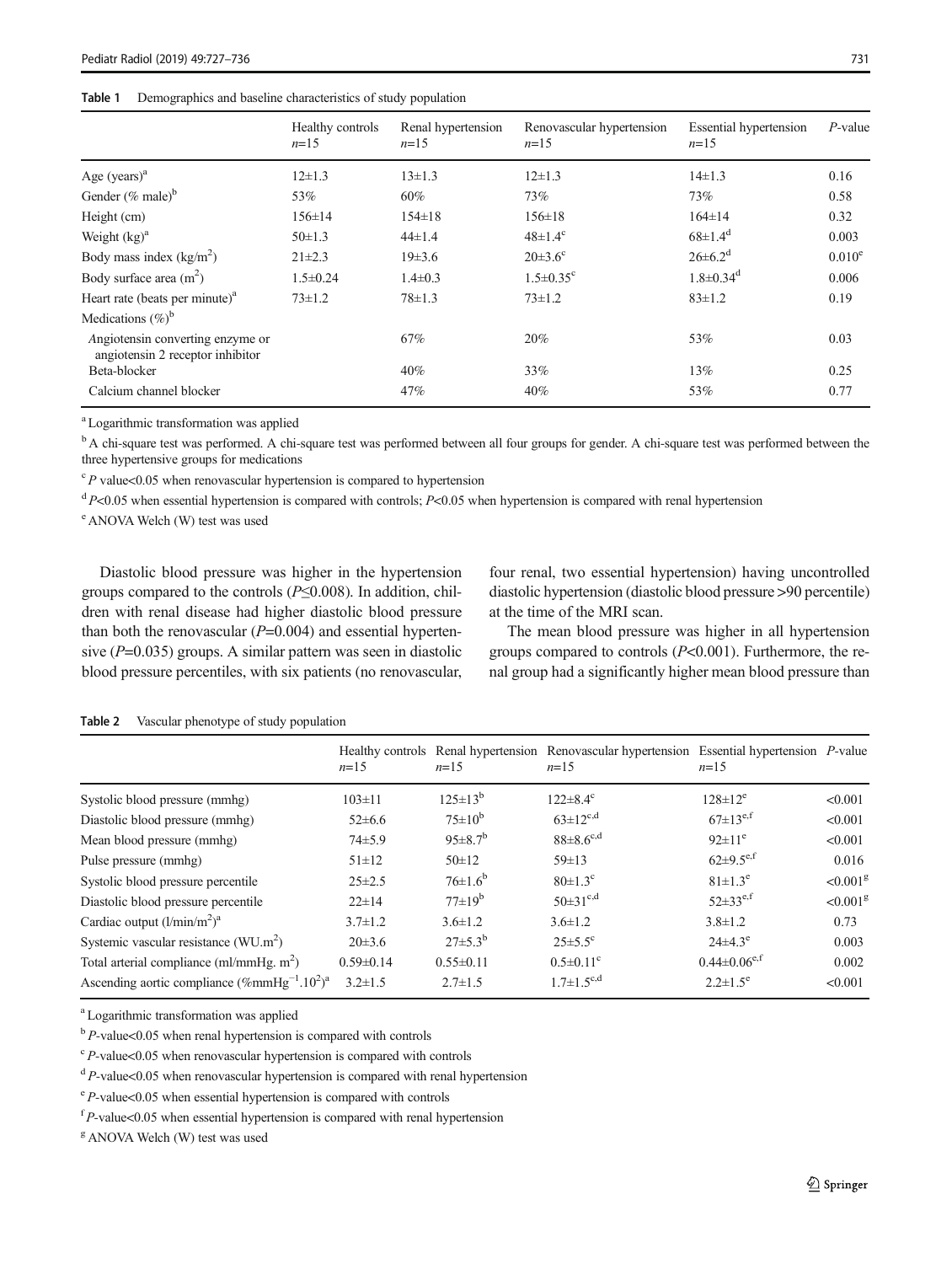**Table 1** Demographics and baseline characteristics of study population

| | Healthy controls $n$=15 | Renal hypertension $n$=15 | Renovascular hypertension $n$=15 | Essential hypertension $n$=15 | $P$-value |
|---|---|---|---|---|---|
| Age (years)[a] | 12±1.3 | 13±1.3 | 12±1.3 | 14±1.3 | 0.16 |
| Gender (% male)[b] | 53% | 60% | 73% | 73% | 0.58 |
| Height (cm) | 156±14 | 154±18 | 156±18 | 164±14 | 0.32 |
| Weight (kg)[a] | 50±1.3 | 44±1.4 | 48±1.4[c] | 68±1.4[d] | 0.003 |
| Body mass index (kg/m$^2$) | 21±2.3 | 19±3.6 | 20±3.6[c] | 26±6.2[d] | 0.010[e] |
| Body surface area (m$^2$) | 1.5±0.24 | 1.4±0.3 | 1.5±0.35[c] | 1.8±0.34[d] | 0.006 |
| Heart rate (beats per minute)[a] | 73±1.2 | 78±1.3 | 73±1.2 | 83±1.2 | 0.19 |
| Medications (%)[b] | | | | | |
| *Angiotensin converting enzyme or angiotensin 2 receptor inhibitor* | | 67% | 20% | 53% | 0.03 |
| Beta-blocker | | 40% | 33% | 13% | 0.25 |
| Calcium channel blocker | | 47% | 40% | 53% | 0.77 |

[a] Logarithmic transformation was applied

[b] A chi-square test was performed. A chi-square test was performed between all four groups for gender. A chi-square test was performed between the three hypertensive groups for medications

[c] $P$ value<0.05 when renovascular hypertension is compared to hypertension

[d] $P$<0.05 when essential hypertension is compared with controls; $P$<0.05 when hypertension is compared with renal hypertension

[e] ANOVA Welch (W) test was used

Diastolic blood pressure was higher in the hypertension groups compared to the controls ($P$≤0.008). In addition, children with renal disease had higher diastolic blood pressure than both the renovascular ($P$=0.004) and essential hypertensive ($P$=0.035) groups. A similar pattern was seen in diastolic blood pressure percentiles, with six patients (no renovascular, four renal, two essential hypertension) having uncontrolled diastolic hypertension (diastolic blood pressure >90 percentile) at the time of the MRI scan.

The mean blood pressure was higher in all hypertension groups compared to controls ($P$<0.001). Furthermore, the renal group had a significantly higher mean blood pressure than

**Table 2** Vascular phenotype of study population

| | Healthy controls $n$=15 | Renal hypertension $n$=15 | Renovascular hypertension $n$=15 | Essential hypertension $n$=15 | $P$-value |
|---|---|---|---|---|---|
| Systolic blood pressure (mmhg) | 103±11 | 125±13[b] | 122±8.4[c] | 128±12[e] | <0.001 |
| Diastolic blood pressure (mmhg) | 52±6.6 | 75±10[b] | 63±12[c,d] | 67±13[e,f] | <0.001 |
| Mean blood pressure (mmhg) | 74±5.9 | 95±8.7[b] | 88±8.6[c,d] | 92±11[e] | <0.001 |
| Pulse pressure (mmhg) | 51±12 | 50±12 | 59±13 | 62±9.5[e,f] | 0.016 |
| Systolic blood pressure percentile | 25±2.5 | 76±1.6[b] | 80±1.3[c] | 81±1.3[e] | <0.001[g] |
| Diastolic blood pressure percentile | 22±14 | 77±19[b] | 50±31[c,d] | 52±33[e,f] | <0.001[g] |
| Cardiac output (l/min/m$^2$)[a] | 3.7±1.2 | 3.6±1.2 | 3.6±1.2 | 3.8±1.2 | 0.73 |
| Systemic vascular resistance (WU.m$^2$) | 20±3.6 | 27±5.3[b] | 25±5.5[c] | 24±4.3[e] | 0.003 |
| Total arterial compliance (ml/mmHg. m$^2$) | 0.59±0.14 | 0.55±0.11 | 0.5±0.11[c] | 0.44±0.06[e,f] | 0.002 |
| Ascending aortic compliance (%mmHg$^{-1}$.10$^2$)[a] | 3.2±1.5 | 2.7±1.5 | 1.7±1.5[c,d] | 2.2±1.5[e] | <0.001 |

[a] Logarithmic transformation was applied

[b] $P$-value<0.05 when renal hypertension is compared with controls

[c] $P$-value<0.05 when renovascular hypertension is compared with controls

[d] $P$-value<0.05 when renovascular hypertension is compared with renal hypertension

[e] $P$-value<0.05 when essential hypertension is compared with controls

[f] $P$-value<0.05 when essential hypertension is compared with renal hypertension

[g] ANOVA Welch (W) test was used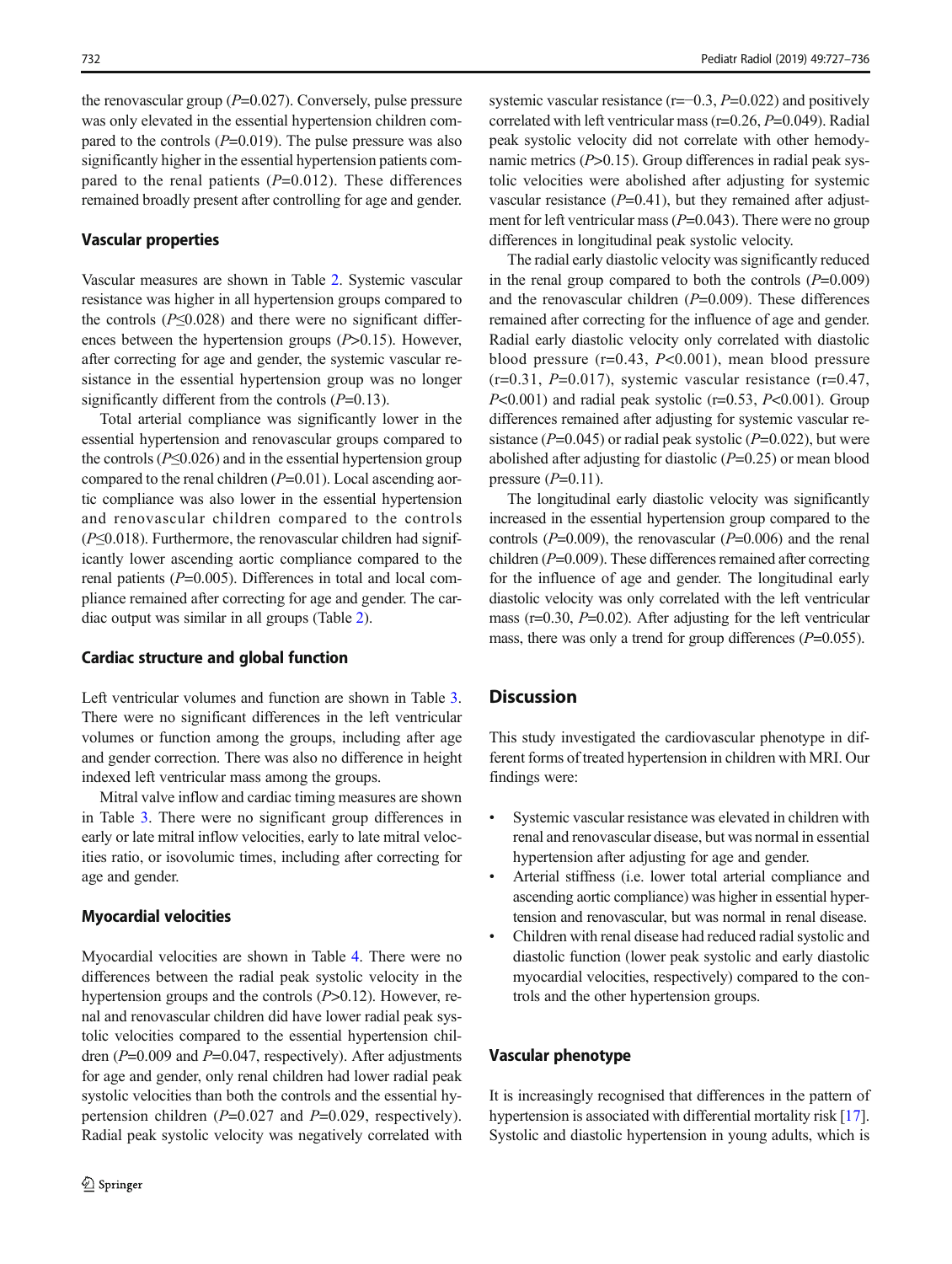the renovascular group ($P$=0.027). Conversely, pulse pressure was only elevated in the essential hypertension children compared to the controls ($P$=0.019). The pulse pressure was also significantly higher in the essential hypertension patients compared to the renal patients ($P$=0.012). These differences remained broadly present after controlling for age and gender.

### Vascular properties

Vascular measures are shown in Table 2. Systemic vascular resistance was higher in all hypertension groups compared to the controls ($P$≤0.028) and there were no significant differences between the hypertension groups ($P$>0.15). However, after correcting for age and gender, the systemic vascular resistance in the essential hypertension group was no longer significantly different from the controls ($P$=0.13).

Total arterial compliance was significantly lower in the essential hypertension and renovascular groups compared to the controls ($P$≤0.026) and in the essential hypertension group compared to the renal children ($P$=0.01). Local ascending aortic compliance was also lower in the essential hypertension and renovascular children compared to the controls ($P$≤0.018). Furthermore, the renovascular children had significantly lower ascending aortic compliance compared to the renal patients ($P$=0.005). Differences in total and local compliance remained after correcting for age and gender. The cardiac output was similar in all groups (Table 2).

### Cardiac structure and global function

Left ventricular volumes and function are shown in Table 3. There were no significant differences in the left ventricular volumes or function among the groups, including after age and gender correction. There was also no difference in height indexed left ventricular mass among the groups.

Mitral valve inflow and cardiac timing measures are shown in Table 3. There were no significant group differences in early or late mitral inflow velocities, early to late mitral velocities ratio, or isovolumic times, including after correcting for age and gender.

### Myocardial velocities

Myocardial velocities are shown in Table 4. There were no differences between the radial peak systolic velocity in the hypertension groups and the controls ($P$>0.12). However, renal and renovascular children did have lower radial peak systolic velocities compared to the essential hypertension children ($P$=0.009 and $P$=0.047, respectively). After adjustments for age and gender, only renal children had lower radial peak systolic velocities than both the controls and the essential hypertension children ($P$=0.027 and $P$=0.029, respectively). Radial peak systolic velocity was negatively correlated with systemic vascular resistance (r=−0.3, $P$=0.022) and positively correlated with left ventricular mass (r=0.26, $P$=0.049). Radial peak systolic velocity did not correlate with other hemodynamic metrics ($P$>0.15). Group differences in radial peak systolic velocities were abolished after adjusting for systemic vascular resistance ($P$=0.41), but they remained after adjustment for left ventricular mass ($P$=0.043). There were no group differences in longitudinal peak systolic velocity.

The radial early diastolic velocity was significantly reduced in the renal group compared to both the controls ($P$=0.009) and the renovascular children ($P$=0.009). These differences remained after correcting for the influence of age and gender. Radial early diastolic velocity only correlated with diastolic blood pressure (r=0.43, $P$<0.001), mean blood pressure (r=0.31, $P$=0.017), systemic vascular resistance (r=0.47, $P$<0.001) and radial peak systolic (r=0.53, $P$<0.001). Group differences remained after adjusting for systemic vascular resistance ($P$=0.045) or radial peak systolic ($P$=0.022), but were abolished after adjusting for diastolic ($P$=0.25) or mean blood pressure ($P$=0.11).

The longitudinal early diastolic velocity was significantly increased in the essential hypertension group compared to the controls ($P$=0.009), the renovascular ($P$=0.006) and the renal children ($P$=0.009). These differences remained after correcting for the influence of age and gender. The longitudinal early diastolic velocity was only correlated with the left ventricular mass (r=0.30, $P$=0.02). After adjusting for the left ventricular mass, there was only a trend for group differences ($P$=0.055).

## Discussion

This study investigated the cardiovascular phenotype in different forms of treated hypertension in children with MRI. Our findings were:

- Systemic vascular resistance was elevated in children with renal and renovascular disease, but was normal in essential hypertension after adjusting for age and gender.
- Arterial stiffness (i.e. lower total arterial compliance and ascending aortic compliance) was higher in essential hypertension and renovascular, but was normal in renal disease.
- Children with renal disease had reduced radial systolic and diastolic function (lower peak systolic and early diastolic myocardial velocities, respectively) compared to the controls and the other hypertension groups.

### Vascular phenotype

It is increasingly recognised that differences in the pattern of hypertension is associated with differential mortality risk [17]. Systolic and diastolic hypertension in young adults, which is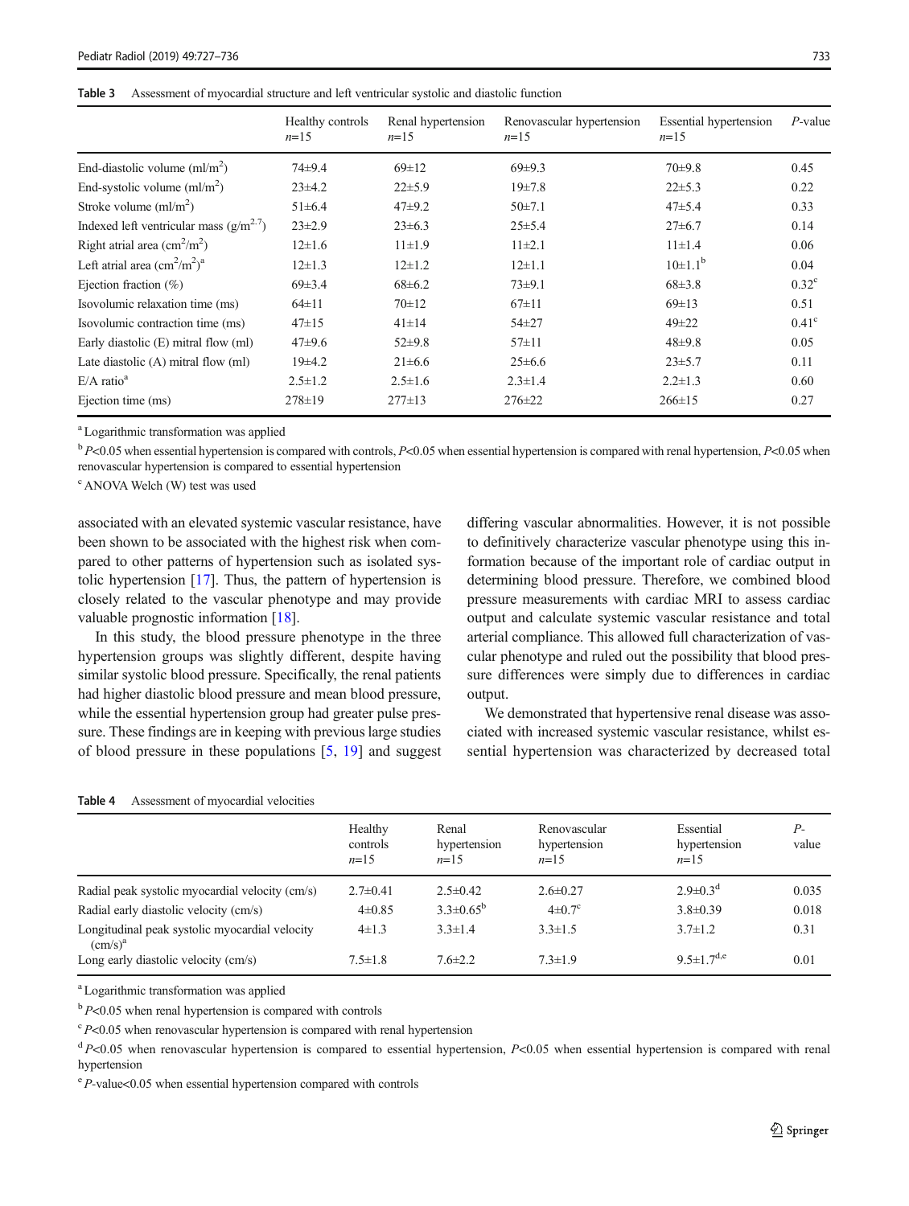**Table 3** Assessment of myocardial structure and left ventricular systolic and diastolic function

| | Healthy controls $n$=15 | Renal hypertension $n$=15 | Renovascular hypertension $n$=15 | Essential hypertension $n$=15 | $P$-value |
|---|---|---|---|---|---|
| End-diastolic volume (ml/m$^2$) | 74±9.4 | 69±12 | 69±9.3 | 70±9.8 | 0.45 |
| End-systolic volume (ml/m$^2$) | 23±4.2 | 22±5.9 | 19±7.8 | 22±5.3 | 0.22 |
| Stroke volume (ml/m$^2$) | 51±6.4 | 47±9.2 | 50±7.1 | 47±5.4 | 0.33 |
| Indexed left ventricular mass (g/m$^{2.7}$) | 23±2.9 | 23±6.3 | 25±5.4 | 27±6.7 | 0.14 |
| Right atrial area (cm$^2$/m$^2$) | 12±1.6 | 11±1.9 | 11±2.1 | 11±1.4 | 0.06 |
| Left atrial area (cm$^2$/m$^2$)[a] | 12±1.3 | 12±1.2 | 12±1.1 | 10±1.1[b] | 0.04 |
| Ejection fraction (%) | 69±3.4 | 68±6.2 | 73±9.1 | 68±3.8 | 0.32[c] |
| Isovolumic relaxation time (ms) | 64±11 | 70±12 | 67±11 | 69±13 | 0.51 |
| Isovolumic contraction time (ms) | 47±15 | 41±14 | 54±27 | 49±22 | 0.41[c] |
| Early diastolic (E) mitral flow (ml) | 47±9.6 | 52±9.8 | 57±11 | 48±9.8 | 0.05 |
| Late diastolic (A) mitral flow (ml) | 19±4.2 | 21±6.6 | 25±6.6 | 23±5.7 | 0.11 |
| E/A ratio[a] | 2.5±1.2 | 2.5±1.6 | 2.3±1.4 | 2.2±1.3 | 0.60 |
| Ejection time (ms) | 278±19 | 277±13 | 276±22 | 266±15 | 0.27 |

[a] Logarithmic transformation was applied

[b] $P$<0.05 when essential hypertension is compared with controls, $P$<0.05 when essential hypertension is compared with renal hypertension, $P$<0.05 when renovascular hypertension is compared to essential hypertension

[c] ANOVA Welch (W) test was used

associated with an elevated systemic vascular resistance, have been shown to be associated with the highest risk when compared to other patterns of hypertension such as isolated systolic hypertension [17]. Thus, the pattern of hypertension is closely related to the vascular phenotype and may provide valuable prognostic information [18].

In this study, the blood pressure phenotype in the three hypertension groups was slightly different, despite having similar systolic blood pressure. Specifically, the renal patients had higher diastolic blood pressure and mean blood pressure, while the essential hypertension group had greater pulse pressure. These findings are in keeping with previous large studies of blood pressure in these populations [5, 19] and suggest differing vascular abnormalities. However, it is not possible to definitively characterize vascular phenotype using this information because of the important role of cardiac output in determining blood pressure. Therefore, we combined blood pressure measurements with cardiac MRI to assess cardiac output and calculate systemic vascular resistance and total arterial compliance. This allowed full characterization of vascular phenotype and ruled out the possibility that blood pressure differences were simply due to differences in cardiac output.

We demonstrated that hypertensive renal disease was associated with increased systemic vascular resistance, whilst essential hypertension was characterized by decreased total

**Table 4** Assessment of myocardial velocities

| | Healthy controls $n$=15 | Renal hypertension $n$=15 | Renovascular hypertension $n$=15 | Essential hypertension $n$=15 | $P$-value |
|---|---|---|---|---|---|
| Radial peak systolic myocardial velocity (cm/s) | 2.7±0.41 | 2.5±0.42 | 2.6±0.27 | 2.9±0.3[d] | 0.035 |
| Radial early diastolic velocity (cm/s) | 4±0.85 | 3.3±0.65[b] | 4±0.7[c] | 3.8±0.39 | 0.018 |
| Longitudinal peak systolic myocardial velocity (cm/s)[a] | 4±1.3 | 3.3±1.4 | 3.3±1.5 | 3.7±1.2 | 0.31 |
| Long early diastolic velocity (cm/s) | 7.5±1.8 | 7.6±2.2 | 7.3±1.9 | 9.5±1.7[d,e] | 0.01 |

[a] Logarithmic transformation was applied

[b] $P$<0.05 when renal hypertension is compared with controls

[c] $P$<0.05 when renovascular hypertension is compared with renal hypertension

[d] $P$<0.05 when renovascular hypertension is compared to essential hypertension, $P$<0.05 when essential hypertension is compared with renal hypertension

[e] $P$-value<0.05 when essential hypertension compared with controls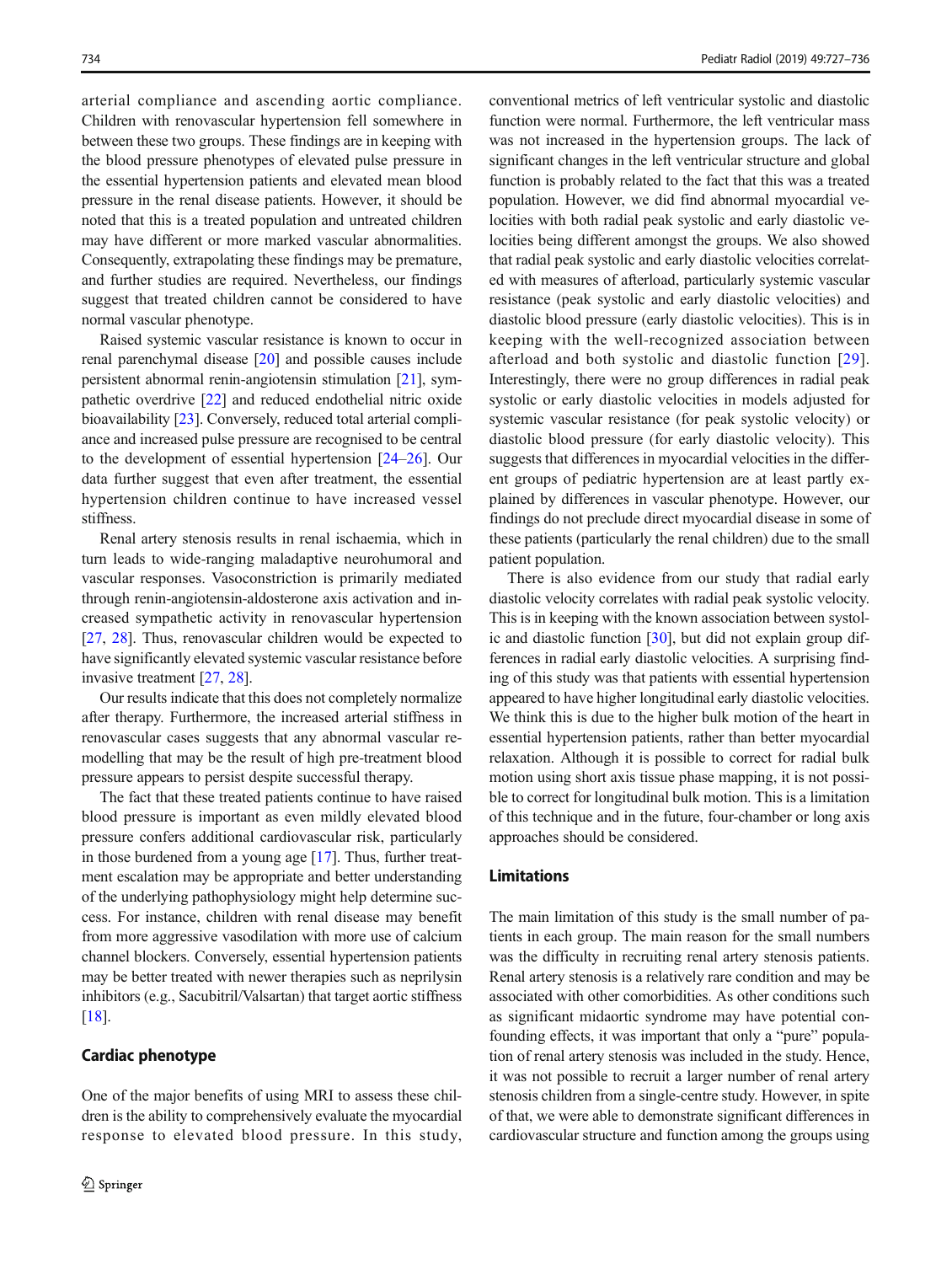arterial compliance and ascending aortic compliance. Children with renovascular hypertension fell somewhere in between these two groups. These findings are in keeping with the blood pressure phenotypes of elevated pulse pressure in the essential hypertension patients and elevated mean blood pressure in the renal disease patients. However, it should be noted that this is a treated population and untreated children may have different or more marked vascular abnormalities. Consequently, extrapolating these findings may be premature, and further studies are required. Nevertheless, our findings suggest that treated children cannot be considered to have normal vascular phenotype.

Raised systemic vascular resistance is known to occur in renal parenchymal disease [20] and possible causes include persistent abnormal renin-angiotensin stimulation [21], sympathetic overdrive [22] and reduced endothelial nitric oxide bioavailability [23]. Conversely, reduced total arterial compliance and increased pulse pressure are recognised to be central to the development of essential hypertension [24–26]. Our data further suggest that even after treatment, the essential hypertension children continue to have increased vessel stiffness.

Renal artery stenosis results in renal ischaemia, which in turn leads to wide-ranging maladaptive neurohumoral and vascular responses. Vasoconstriction is primarily mediated through renin-angiotensin-aldosterone axis activation and increased sympathetic activity in renovascular hypertension [27, 28]. Thus, renovascular children would be expected to have significantly elevated systemic vascular resistance before invasive treatment [27, 28].

Our results indicate that this does not completely normalize after therapy. Furthermore, the increased arterial stiffness in renovascular cases suggests that any abnormal vascular remodelling that may be the result of high pre-treatment blood pressure appears to persist despite successful therapy.

The fact that these treated patients continue to have raised blood pressure is important as even mildly elevated blood pressure confers additional cardiovascular risk, particularly in those burdened from a young age [17]. Thus, further treatment escalation may be appropriate and better understanding of the underlying pathophysiology might help determine success. For instance, children with renal disease may benefit from more aggressive vasodilation with more use of calcium channel blockers. Conversely, essential hypertension patients may be better treated with newer therapies such as neprilysin inhibitors (e.g., Sacubitril/Valsartan) that target aortic stiffness [18].

### Cardiac phenotype

One of the major benefits of using MRI to assess these children is the ability to comprehensively evaluate the myocardial response to elevated blood pressure. In this study, conventional metrics of left ventricular systolic and diastolic function were normal. Furthermore, the left ventricular mass was not increased in the hypertension groups. The lack of significant changes in the left ventricular structure and global function is probably related to the fact that this was a treated population. However, we did find abnormal myocardial velocities with both radial peak systolic and early diastolic velocities being different amongst the groups. We also showed that radial peak systolic and early diastolic velocities correlated with measures of afterload, particularly systemic vascular resistance (peak systolic and early diastolic velocities) and diastolic blood pressure (early diastolic velocities). This is in keeping with the well-recognized association between afterload and both systolic and diastolic function [29]. Interestingly, there were no group differences in radial peak systolic or early diastolic velocities in models adjusted for systemic vascular resistance (for peak systolic velocity) or diastolic blood pressure (for early diastolic velocity). This suggests that differences in myocardial velocities in the different groups of pediatric hypertension are at least partly explained by differences in vascular phenotype. However, our findings do not preclude direct myocardial disease in some of these patients (particularly the renal children) due to the small patient population.

There is also evidence from our study that radial early diastolic velocity correlates with radial peak systolic velocity. This is in keeping with the known association between systolic and diastolic function [30], but did not explain group differences in radial early diastolic velocities. A surprising finding of this study was that patients with essential hypertension appeared to have higher longitudinal early diastolic velocities. We think this is due to the higher bulk motion of the heart in essential hypertension patients, rather than better myocardial relaxation. Although it is possible to correct for radial bulk motion using short axis tissue phase mapping, it is not possible to correct for longitudinal bulk motion. This is a limitation of this technique and in the future, four-chamber or long axis approaches should be considered.

### Limitations

The main limitation of this study is the small number of patients in each group. The main reason for the small numbers was the difficulty in recruiting renal artery stenosis patients. Renal artery stenosis is a relatively rare condition and may be associated with other comorbidities. As other conditions such as significant midaortic syndrome may have potential confounding effects, it was important that only a "pure" population of renal artery stenosis was included in the study. Hence, it was not possible to recruit a larger number of renal artery stenosis children from a single-centre study. However, in spite of that, we were able to demonstrate significant differences in cardiovascular structure and function among the groups using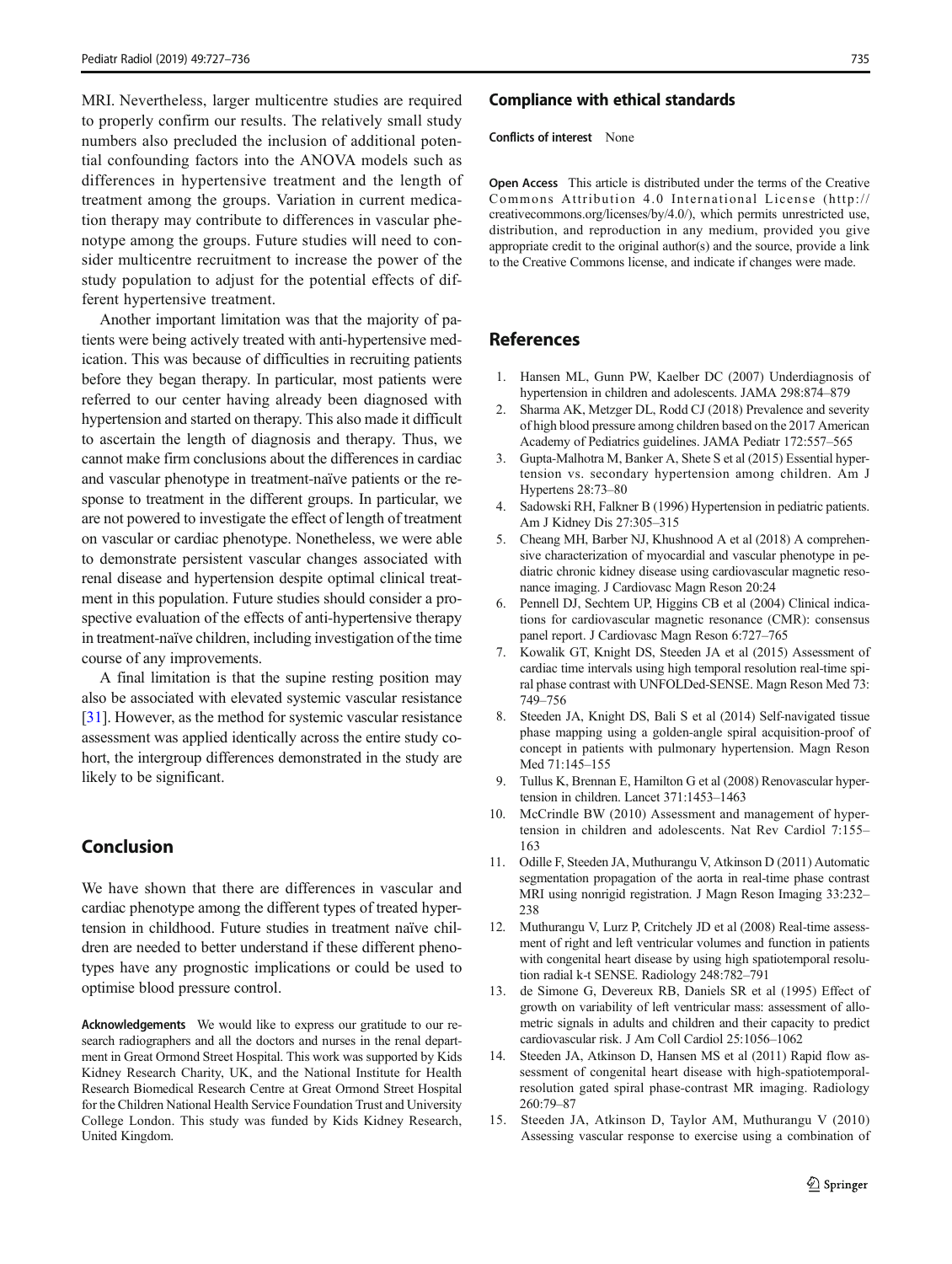MRI. Nevertheless, larger multicentre studies are required to properly confirm our results. The relatively small study numbers also precluded the inclusion of additional potential confounding factors into the ANOVA models such as differences in hypertensive treatment and the length of treatment among the groups. Variation in current medication therapy may contribute to differences in vascular phenotype among the groups. Future studies will need to consider multicentre recruitment to increase the power of the study population to adjust for the potential effects of different hypertensive treatment.

Another important limitation was that the majority of patients were being actively treated with anti-hypertensive medication. This was because of difficulties in recruiting patients before they began therapy. In particular, most patients were referred to our center having already been diagnosed with hypertension and started on therapy. This also made it difficult to ascertain the length of diagnosis and therapy. Thus, we cannot make firm conclusions about the differences in cardiac and vascular phenotype in treatment-naïve patients or the response to treatment in the different groups. In particular, we are not powered to investigate the effect of length of treatment on vascular or cardiac phenotype. Nonetheless, we were able to demonstrate persistent vascular changes associated with renal disease and hypertension despite optimal clinical treatment in this population. Future studies should consider a prospective evaluation of the effects of anti-hypertensive therapy in treatment-naïve children, including investigation of the time course of any improvements.

A final limitation is that the supine resting position may also be associated with elevated systemic vascular resistance [31]. However, as the method for systemic vascular resistance assessment was applied identically across the entire study cohort, the intergroup differences demonstrated in the study are likely to be significant.

## Conclusion

We have shown that there are differences in vascular and cardiac phenotype among the different types of treated hypertension in childhood. Future studies in treatment naïve children are needed to better understand if these different phenotypes have any prognostic implications or could be used to optimise blood pressure control.

**Acknowledgements** We would like to express our gratitude to our research radiographers and all the doctors and nurses in the renal department in Great Ormond Street Hospital. This work was supported by Kids Kidney Research Charity, UK, and the National Institute for Health Research Biomedical Research Centre at Great Ormond Street Hospital for the Children National Health Service Foundation Trust and University College London. This study was funded by Kids Kidney Research, United Kingdom.

### Compliance with ethical standards

**Conflicts of interest** None

**Open Access** This article is distributed under the terms of the Creative Commons Attribution 4.0 International License (http://creativecommons.org/licenses/by/4.0/), which permits unrestricted use, distribution, and reproduction in any medium, provided you give appropriate credit to the original author(s) and the source, provide a link to the Creative Commons license, and indicate if changes were made.

## References

1. Hansen ML, Gunn PW, Kaelber DC (2007) Underdiagnosis of hypertension in children and adolescents. JAMA 298:874–879
2. Sharma AK, Metzger DL, Rodd CJ (2018) Prevalence and severity of high blood pressure among children based on the 2017 American Academy of Pediatrics guidelines. JAMA Pediatr 172:557–565
3. Gupta-Malhotra M, Banker A, Shete S et al (2015) Essential hypertension vs. secondary hypertension among children. Am J Hypertens 28:73–80
4. Sadowski RH, Falkner B (1996) Hypertension in pediatric patients. Am J Kidney Dis 27:305–315
5. Cheang MH, Barber NJ, Khushnood A et al (2018) A comprehensive characterization of myocardial and vascular phenotype in pediatric chronic kidney disease using cardiovascular magnetic resonance imaging. J Cardiovasc Magn Reson 20:24
6. Pennell DJ, Sechtem UP, Higgins CB et al (2004) Clinical indications for cardiovascular magnetic resonance (CMR): consensus panel report. J Cardiovasc Magn Reson 6:727–765
7. Kowalik GT, Knight DS, Steeden JA et al (2015) Assessment of cardiac time intervals using high temporal resolution real-time spiral phase contrast with UNFOLDed-SENSE. Magn Reson Med 73: 749–756
8. Steeden JA, Knight DS, Bali S et al (2014) Self-navigated tissue phase mapping using a golden-angle spiral acquisition-proof of concept in patients with pulmonary hypertension. Magn Reson Med 71:145–155
9. Tullus K, Brennan E, Hamilton G et al (2008) Renovascular hypertension in children. Lancet 371:1453–1463
10. McCrindle BW (2010) Assessment and management of hypertension in children and adolescents. Nat Rev Cardiol 7:155–163
11. Odille F, Steeden JA, Muthurangu V, Atkinson D (2011) Automatic segmentation propagation of the aorta in real-time phase contrast MRI using nonrigid registration. J Magn Reson Imaging 33:232–238
12. Muthurangu V, Lurz P, Critchely JD et al (2008) Real-time assessment of right and left ventricular volumes and function in patients with congenital heart disease by using high spatiotemporal resolution radial k-t SENSE. Radiology 248:782–791
13. de Simone G, Devereux RB, Daniels SR et al (1995) Effect of growth on variability of left ventricular mass: assessment of allometric signals in adults and children and their capacity to predict cardiovascular risk. J Am Coll Cardiol 25:1056–1062
14. Steeden JA, Atkinson D, Hansen MS et al (2011) Rapid flow assessment of congenital heart disease with high-spatiotemporal-resolution gated spiral phase-contrast MR imaging. Radiology 260:79–87
15. Steeden JA, Atkinson D, Taylor AM, Muthurangu V (2010) Assessing vascular response to exercise using a combination of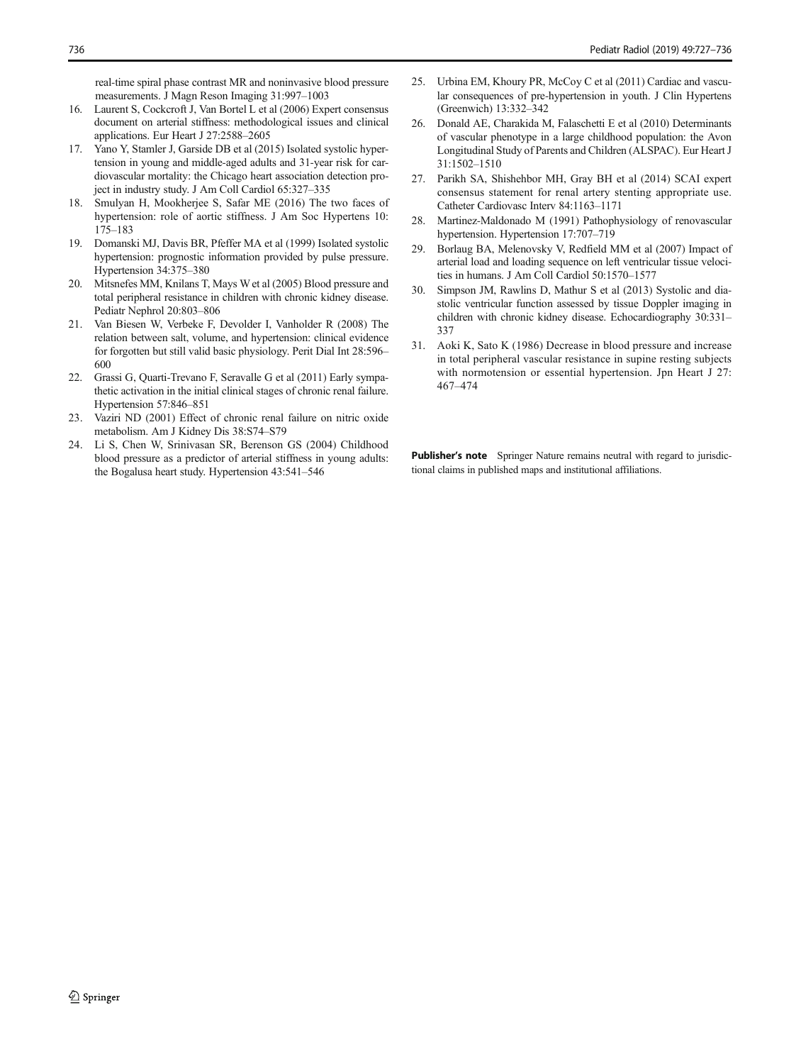real-time spiral phase contrast MR and noninvasive blood pressure measurements. J Magn Reson Imaging 31:997–1003

16. Laurent S, Cockcroft J, Van Bortel L et al (2006) Expert consensus document on arterial stiffness: methodological issues and clinical applications. Eur Heart J 27:2588–2605
17. Yano Y, Stamler J, Garside DB et al (2015) Isolated systolic hypertension in young and middle-aged adults and 31-year risk for cardiovascular mortality: the Chicago heart association detection project in industry study. J Am Coll Cardiol 65:327–335
18. Smulyan H, Mookherjee S, Safar ME (2016) The two faces of hypertension: role of aortic stiffness. J Am Soc Hypertens 10: 175–183
19. Domanski MJ, Davis BR, Pfeffer MA et al (1999) Isolated systolic hypertension: prognostic information provided by pulse pressure. Hypertension 34:375–380
20. Mitsnefes MM, Knilans T, Mays W et al (2005) Blood pressure and total peripheral resistance in children with chronic kidney disease. Pediatr Nephrol 20:803–806
21. Van Biesen W, Verbeke F, Devolder I, Vanholder R (2008) The relation between salt, volume, and hypertension: clinical evidence for forgotten but still valid basic physiology. Perit Dial Int 28:596–600
22. Grassi G, Quarti-Trevano F, Seravalle G et al (2011) Early sympathetic activation in the initial clinical stages of chronic renal failure. Hypertension 57:846–851
23. Vaziri ND (2001) Effect of chronic renal failure on nitric oxide metabolism. Am J Kidney Dis 38:S74–S79
24. Li S, Chen W, Srinivasan SR, Berenson GS (2004) Childhood blood pressure as a predictor of arterial stiffness in young adults: the Bogalusa heart study. Hypertension 43:541–546
25. Urbina EM, Khoury PR, McCoy C et al (2011) Cardiac and vascular consequences of pre-hypertension in youth. J Clin Hypertens (Greenwich) 13:332–342
26. Donald AE, Charakida M, Falaschetti E et al (2010) Determinants of vascular phenotype in a large childhood population: the Avon Longitudinal Study of Parents and Children (ALSPAC). Eur Heart J 31:1502–1510
27. Parikh SA, Shishehbor MH, Gray BH et al (2014) SCAI expert consensus statement for renal artery stenting appropriate use. Catheter Cardiovasc Interv 84:1163–1171
28. Martinez-Maldonado M (1991) Pathophysiology of renovascular hypertension. Hypertension 17:707–719
29. Borlaug BA, Melenovsky V, Redfield MM et al (2007) Impact of arterial load and loading sequence on left ventricular tissue velocities in humans. J Am Coll Cardiol 50:1570–1577
30. Simpson JM, Rawlins D, Mathur S et al (2013) Systolic and diastolic ventricular function assessed by tissue Doppler imaging in children with chronic kidney disease. Echocardiography 30:331–337
31. Aoki K, Sato K (1986) Decrease in blood pressure and increase in total peripheral vascular resistance in supine resting subjects with normotension or essential hypertension. Jpn Heart J 27: 467–474

**Publisher's note** Springer Nature remains neutral with regard to jurisdictional claims in published maps and institutional affiliations.